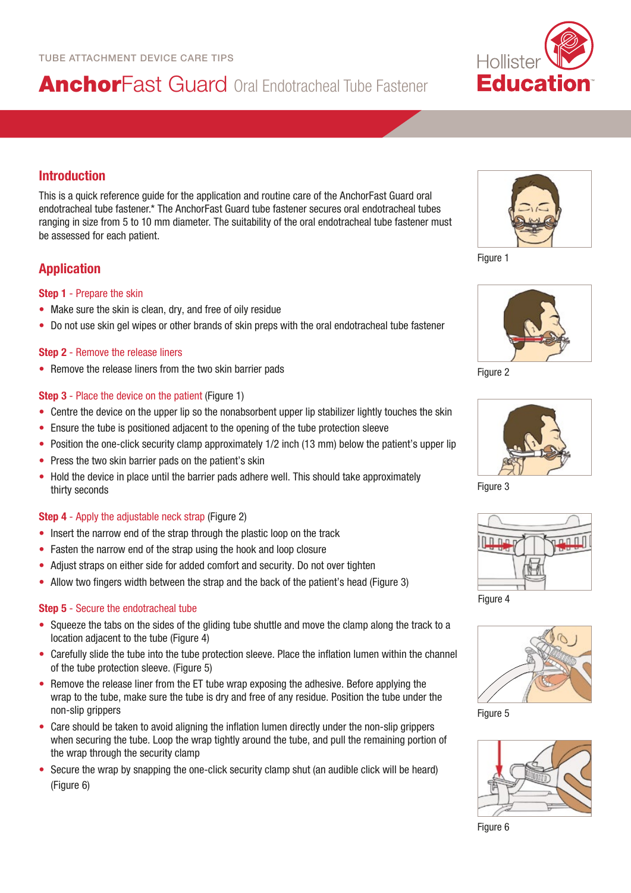TUBE ATTACHMENT DEVICE CARE TIPS

# AnchorFast Guard Oral Endotracheal Tube Fastener

Hollister Education

## Introduction

This is a quick reference guide for the application and routine care of the AnchorFast Guard oral endotracheal tube fastener.* The AnchorFast Guard tube fastener secures oral endotracheal tubes ranging in size from 5 to 10 mm diameter. The suitability of the oral endotracheal tube fastener must be assessed for each patient.

## Application

### Step 1 - Prepare the skin

- Make sure the skin is clean, dry, and free of oily residue
- Do not use skin gel wipes or other brands of skin preps with the oral endotracheal tube fastener

### Step 2 - Remove the release liners

- Remove the release liners from the two skin barrier pads

### Step 3 - Place the device on the patient (Figure 1)

- Centre the device on the upper lip so the nonabsorbent upper lip stabilizer lightly touches the skin
- Ensure the tube is positioned adjacent to the opening of the tube protection sleeve
- Position the one-click security clamp approximately 1/2 inch (13 mm) below the patient's upper lip
- Press the two skin barrier pads on the patient's skin
- Hold the device in place until the barrier pads adhere well. This should take approximately thirty seconds

### Step 4 - Apply the adjustable neck strap (Figure 2)

- Insert the narrow end of the strap through the plastic loop on the track
- Fasten the narrow end of the strap using the hook and loop closure
- Adjust straps on either side for added comfort and security. Do not over tighten
- Allow two fingers width between the strap and the back of the patient's head (Figure 3)

### Step 5 - Secure the endotracheal tube

- Squeeze the tabs on the sides of the gliding tube shuttle and move the clamp along the track to a location adjacent to the tube (Figure 4)
- Carefully slide the tube into the tube protection sleeve. Place the inflation lumen within the channel of the tube protection sleeve. (Figure 5)
- Remove the release liner from the ET tube wrap exposing the adhesive. Before applying the wrap to the tube, make sure the tube is dry and free of any residue. Position the tube under the non-slip grippers
- Care should be taken to avoid aligning the inflation lumen directly under the non-slip grippers when securing the tube. Loop the wrap tightly around the tube, and pull the remaining portion of the wrap through the security clamp
- Secure the wrap by snapping the one-click security clamp shut (an audible click will be heard) (Figure 6)

Figure 1

Figure 2

Figure 3

Figure 4

Figure 5

Figure 6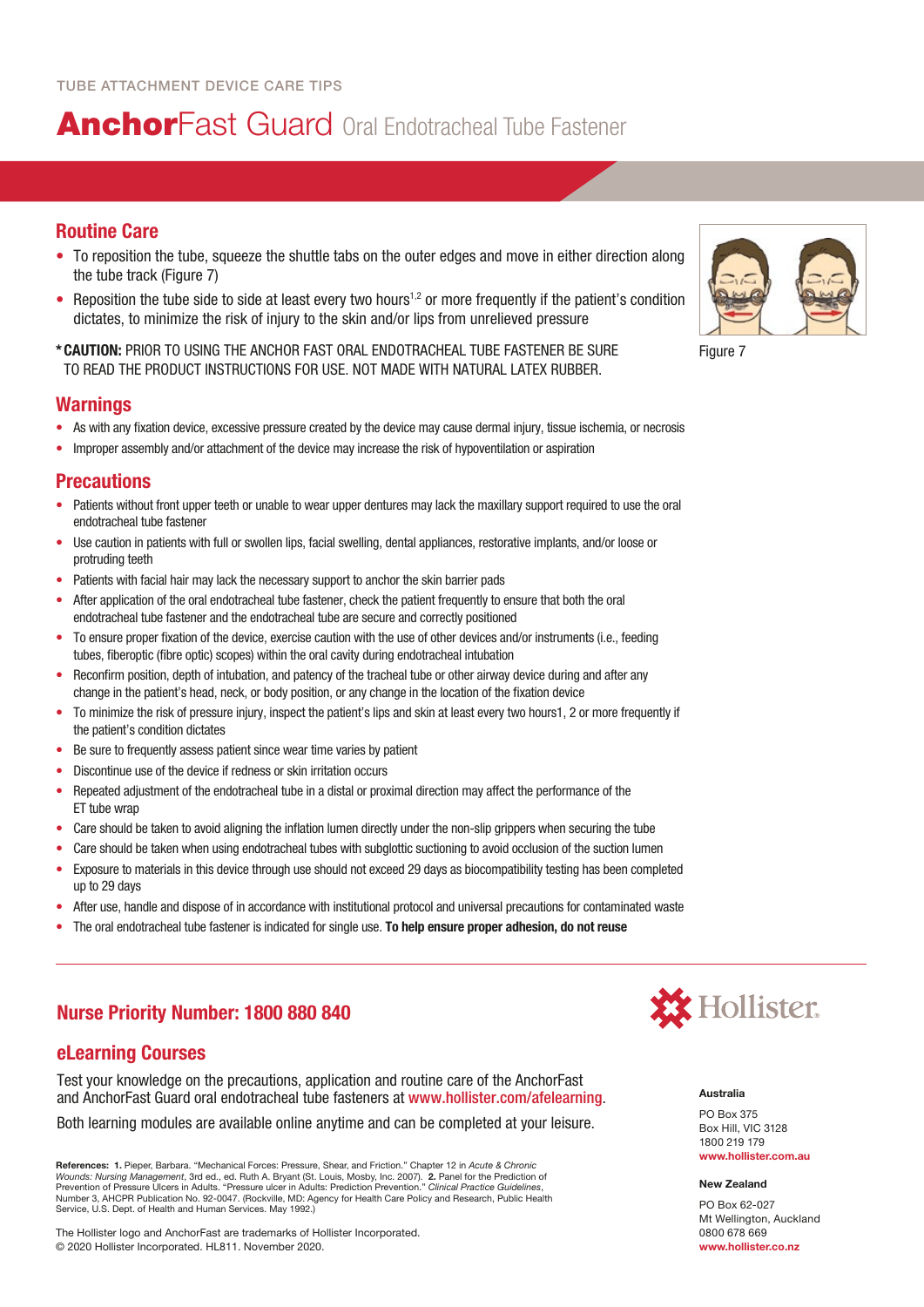TUBE ATTACHMENT DEVICE CARE TIPS

# AnchorFast Guard Oral Endotracheal Tube Fastener

## Routine Care

- To reposition the tube, squeeze the shuttle tabs on the outer edges and move in either direction along the tube track (Figure 7)
- Reposition the tube side to side at least every two hours[1,2] or more frequently if the patient's condition dictates, to minimize the risk of injury to the skin and/or lips from unrelieved pressure

Figure 7

***CAUTION:** PRIOR TO USING THE ANCHOR FAST ORAL ENDOTRACHEAL TUBE FASTENER BE SURE TO READ THE PRODUCT INSTRUCTIONS FOR USE. NOT MADE WITH NATURAL LATEX RUBBER.

## Warnings

- As with any fixation device, excessive pressure created by the device may cause dermal injury, tissue ischemia, or necrosis
- Improper assembly and/or attachment of the device may increase the risk of hypoventilation or aspiration

## Precautions

- Patients without front upper teeth or unable to wear upper dentures may lack the maxillary support required to use the oral endotracheal tube fastener
- Use caution in patients with full or swollen lips, facial swelling, dental appliances, restorative implants, and/or loose or protruding teeth
- Patients with facial hair may lack the necessary support to anchor the skin barrier pads
- After application of the oral endotracheal tube fastener, check the patient frequently to ensure that both the oral endotracheal tube fastener and the endotracheal tube are secure and correctly positioned
- To ensure proper fixation of the device, exercise caution with the use of other devices and/or instruments (i.e., feeding tubes, fiberoptic (fibre optic) scopes) within the oral cavity during endotracheal intubation
- Reconfirm position, depth of intubation, and patency of the tracheal tube or other airway device during and after any change in the patient's head, neck, or body position, or any change in the location of the fixation device
- To minimize the risk of pressure injury, inspect the patient's lips and skin at least every two hours1, 2 or more frequently if the patient's condition dictates
- Be sure to frequently assess patient since wear time varies by patient
- Discontinue use of the device if redness or skin irritation occurs
- Repeated adjustment of the endotracheal tube in a distal or proximal direction may affect the performance of the ET tube wrap
- Care should be taken to avoid aligning the inflation lumen directly under the non-slip grippers when securing the tube
- Care should be taken when using endotracheal tubes with subglottic suctioning to avoid occlusion of the suction lumen
- Exposure to materials in this device through use should not exceed 29 days as biocompatibility testing has been completed up to 29 days
- After use, handle and dispose of in accordance with institutional protocol and universal precautions for contaminated waste
- The oral endotracheal tube fastener is indicated for single use. **To help ensure proper adhesion, do not reuse**

## Nurse Priority Number: 1800 880 840

## eLearning Courses

Test your knowledge on the precautions, application and routine care of the AnchorFast and AnchorFast Guard oral endotracheal tube fasteners at www.hollister.com/afelearning.

Both learning modules are available online anytime and can be completed at your leisure.

**References: 1.** Pieper, Barbara. "Mechanical Forces: Pressure, Shear, and Friction." Chapter 12 in *Acute & Chronic Wounds: Nursing Management*, 3rd ed., ed. Ruth A. Bryant (St. Louis, Mosby, Inc. 2007). **2.** Panel for the Prediction of Prevention of Pressure Ulcers in Adults. "Pressure ulcer in Adults: Prediction Prevention." *Clinical Practice Guidelines*, Number 3, AHCPR Publication No. 92-0047. (Rockville, MD: Agency for Health Care Policy and Research, Public Health Service, U.S. Dept. of Health and Human Services. May 1992.)

The Hollister logo and AnchorFast are trademarks of Hollister Incorporated.
© 2020 Hollister Incorporated. HL811. November 2020.

Hollister

**Australia**

PO Box 375
Box Hill, VIC 3128
1800 219 179
www.hollister.com.au

**New Zealand**

PO Box 62-027
Mt Wellington, Auckland
0800 678 669
www.hollister.co.nz